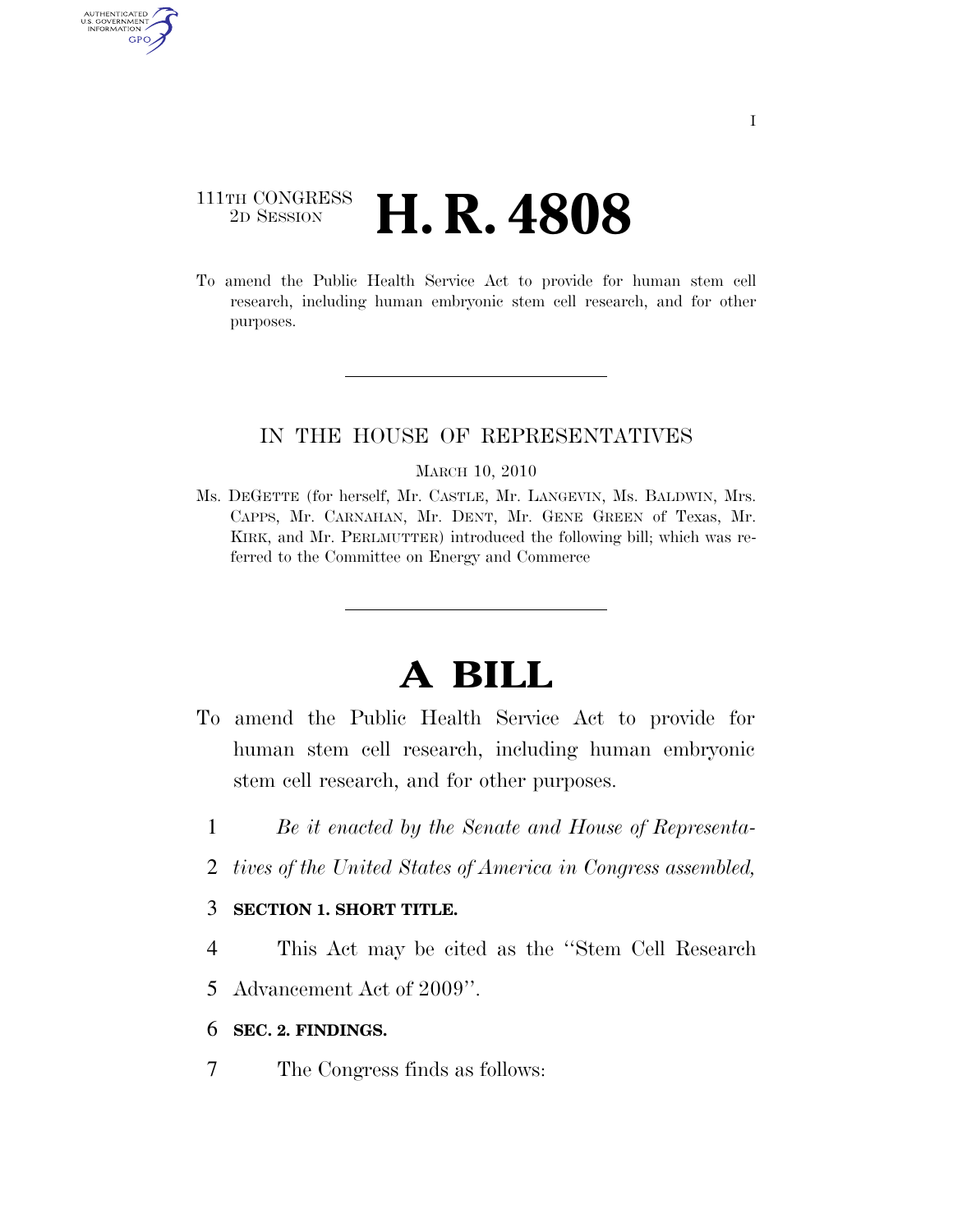111TH CONGRESS
2D SESSION

# H. R. 4808

To amend the Public Health Service Act to provide for human stem cell research, including human embryonic stem cell research, and for other purposes.

---

IN THE HOUSE OF REPRESENTATIVES

MARCH 10, 2010

Ms. DEGETTE (for herself, Mr. CASTLE, Mr. LANGEVIN, Ms. BALDWIN, Mrs. CAPPS, Mr. CARNAHAN, Mr. DENT, Mr. GENE GREEN of Texas, Mr. KIRK, and Mr. PERLMUTTER) introduced the following bill; which was referred to the Committee on Energy and Commerce

---

# A BILL

To amend the Public Health Service Act to provide for human stem cell research, including human embryonic stem cell research, and for other purposes.

1 *Be it enacted by the Senate and House of Representa-*
2 *tives of the United States of America in Congress assembled,*

3 **SECTION 1. SHORT TITLE.**

4 This Act may be cited as the ''Stem Cell Research
5 Advancement Act of 2009''.

6 **SEC. 2. FINDINGS.**

7 The Congress finds as follows: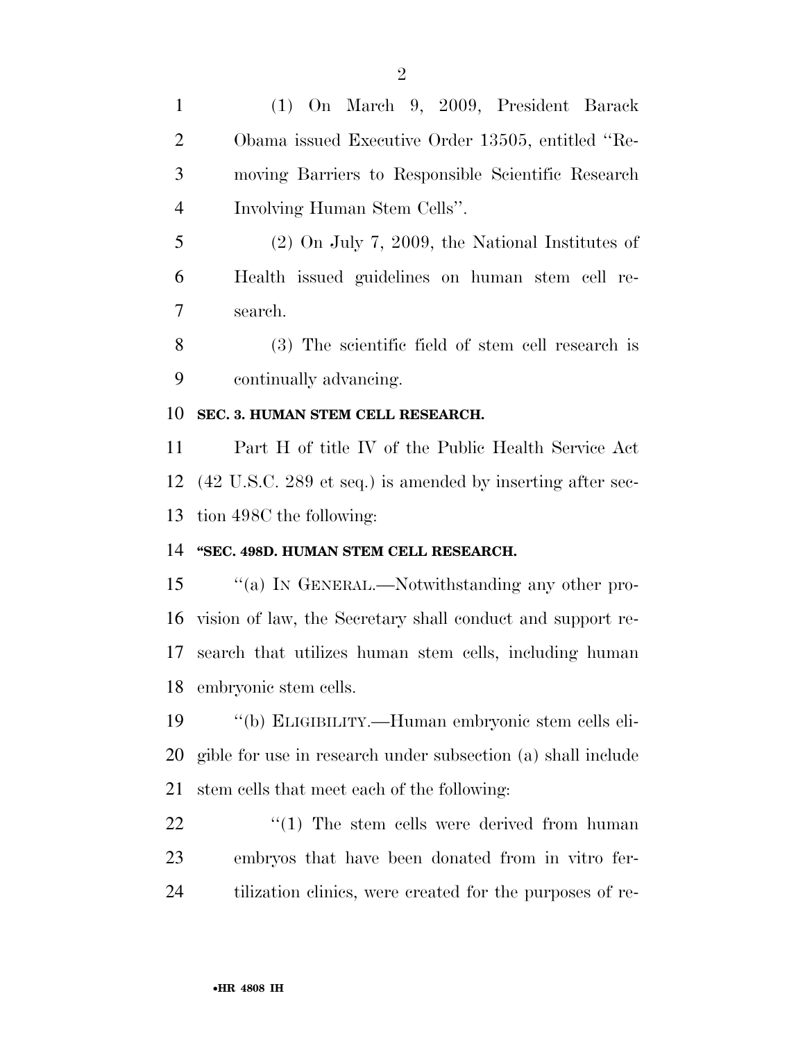(1) On March 9, 2009, President Barack Obama issued Executive Order 13505, entitled ''Removing Barriers to Responsible Scientific Research Involving Human Stem Cells''.

(2) On July 7, 2009, the National Institutes of Health issued guidelines on human stem cell research.

(3) The scientific field of stem cell research is continually advancing.

**SEC. 3. HUMAN STEM CELL RESEARCH.**

Part H of title IV of the Public Health Service Act (42 U.S.C. 289 et seq.) is amended by inserting after section 498C the following:

**''SEC. 498D. HUMAN STEM CELL RESEARCH.**

''(a) IN GENERAL.—Notwithstanding any other provision of law, the Secretary shall conduct and support research that utilizes human stem cells, including human embryonic stem cells.

''(b) ELIGIBILITY.—Human embryonic stem cells eligible for use in research under subsection (a) shall include stem cells that meet each of the following:

''(1) The stem cells were derived from human embryos that have been donated from in vitro fertilization clinics, were created for the purposes of re-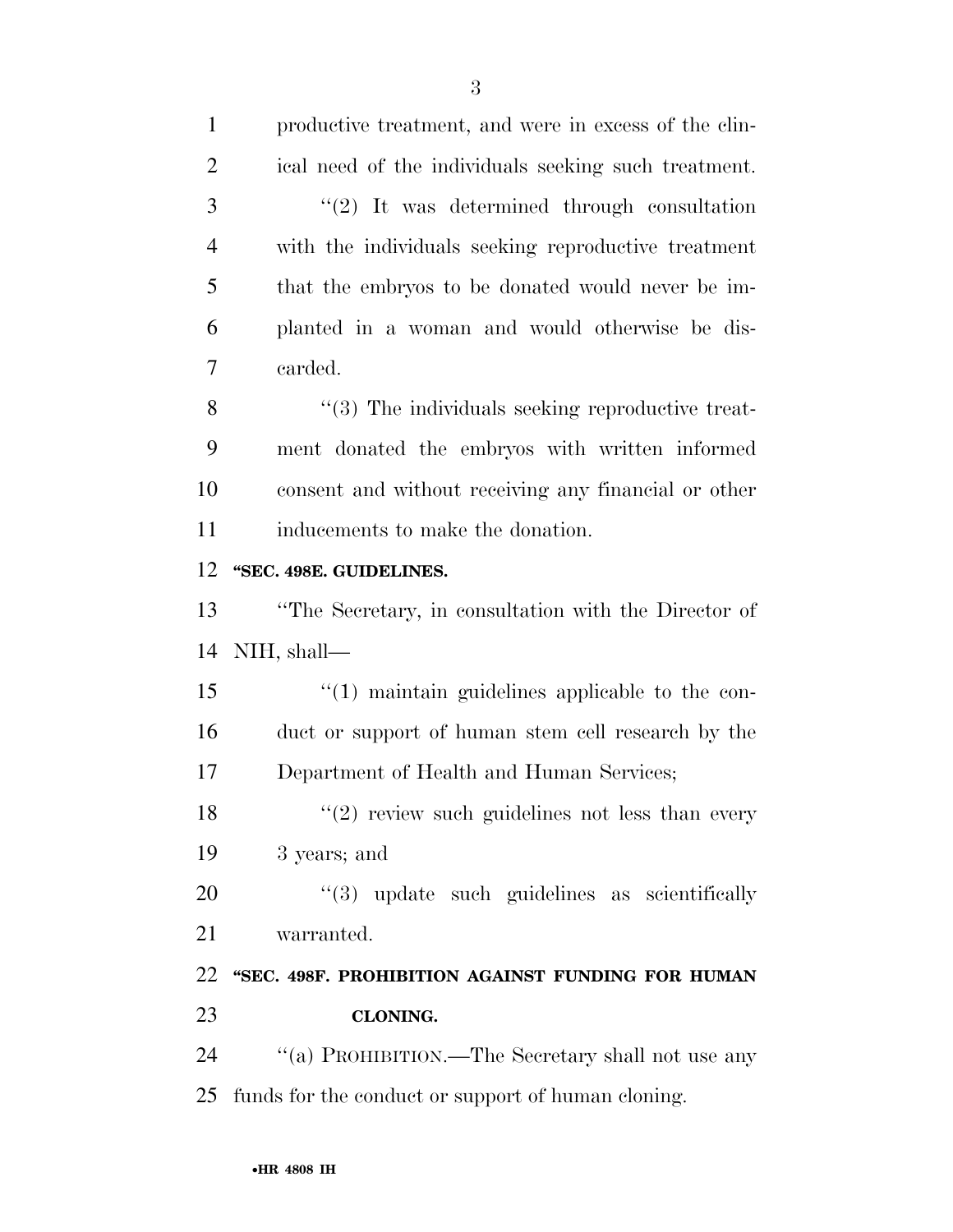productive treatment, and were in excess of the clinical need of the individuals seeking such treatment.

"(2) It was determined through consultation with the individuals seeking reproductive treatment that the embryos to be donated would never be implanted in a woman and would otherwise be discarded.

"(3) The individuals seeking reproductive treatment donated the embryos with written informed consent and without receiving any financial or other inducements to make the donation.

**"SEC. 498E. GUIDELINES.**

"The Secretary, in consultation with the Director of NIH, shall—

"(1) maintain guidelines applicable to the conduct or support of human stem cell research by the Department of Health and Human Services;

"(2) review such guidelines not less than every 3 years; and

"(3) update such guidelines as scientifically warranted.

**"SEC. 498F. PROHIBITION AGAINST FUNDING FOR HUMAN CLONING.**

"(a) PROHIBITION.—The Secretary shall not use any funds for the conduct or support of human cloning.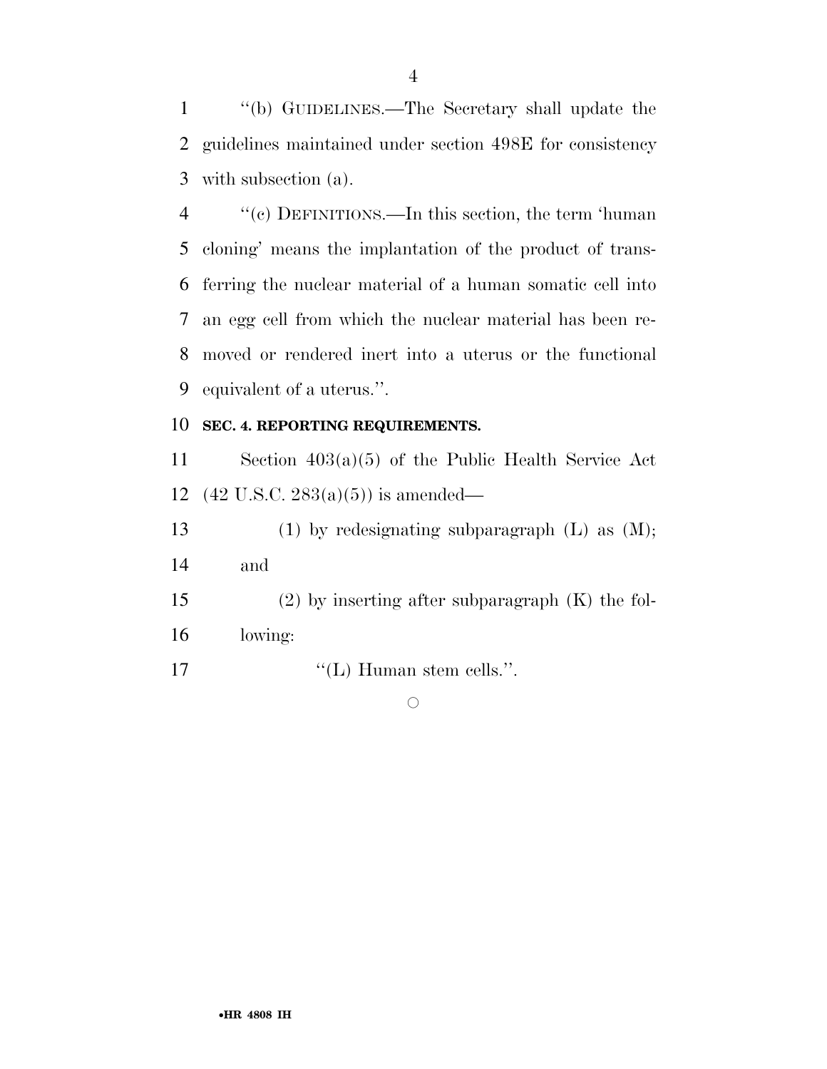''(b) GUIDELINES.—The Secretary shall update the guidelines maintained under section 498E for consistency with subsection (a).

''(c) DEFINITIONS.—In this section, the term 'human cloning' means the implantation of the product of transferring the nuclear material of a human somatic cell into an egg cell from which the nuclear material has been removed or rendered inert into a uterus or the functional equivalent of a uterus.''.

**SEC. 4. REPORTING REQUIREMENTS.**

Section 403(a)(5) of the Public Health Service Act (42 U.S.C. 283(a)(5)) is amended—

(1) by redesignating subparagraph (L) as (M); and

(2) by inserting after subparagraph (K) the following:

''(L) Human stem cells.''.